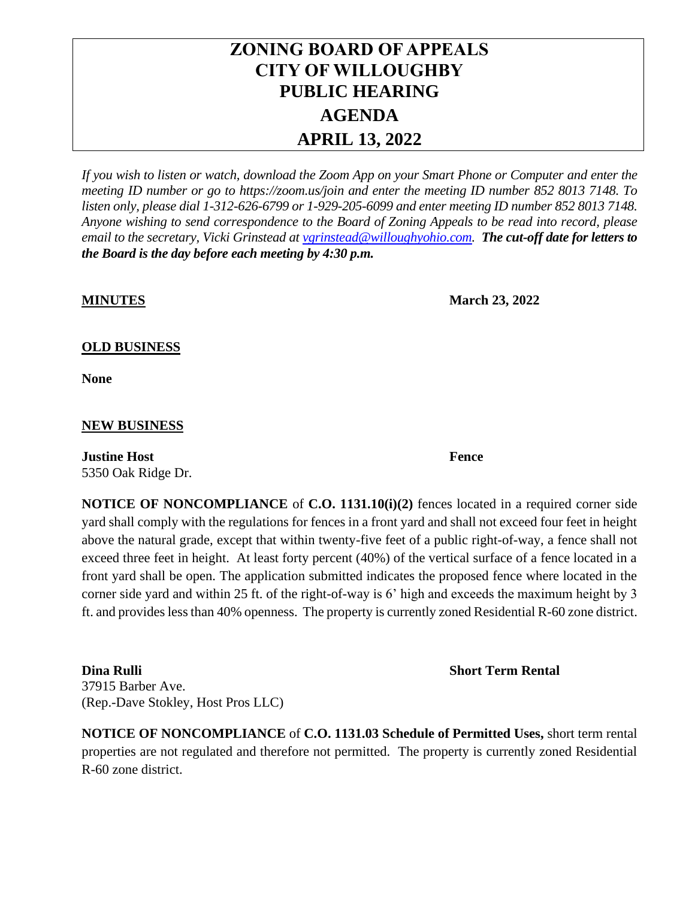# ZONING BOARD OF APPEALS
# CITY OF WILLOUGHBY
# PUBLIC HEARING
# AGENDA
# APRIL 13, 2022

*If you wish to listen or watch, download the Zoom App on your Smart Phone or Computer and enter the meeting ID number or go to https://zoom.us/join and enter the meeting ID number 852 8013 7148. To listen only, please dial 1-312-626-6799 or 1-929-205-6099 and enter meeting ID number 852 8013 7148. Anyone wishing to send correspondence to the Board of Zoning Appeals to be read into record, please email to the secretary, Vicki Grinstead at [vgrinstead@willoughyohio.com](mailto:vgrinstead@willoughyohio.com).* ***The cut-off date for letters to the Board is the day before each meeting by 4:30 p.m.***

**MINUTES** **March 23, 2022**

**OLD BUSINESS**

**None**

**NEW BUSINESS**

**Justine Host** **Fence**
5350 Oak Ridge Dr.

**NOTICE OF NONCOMPLIANCE** of **C.O. 1131.10(i)(2)** fences located in a required corner side yard shall comply with the regulations for fences in a front yard and shall not exceed four feet in height above the natural grade, except that within twenty-five feet of a public right-of-way, a fence shall not exceed three feet in height. At least forty percent (40%) of the vertical surface of a fence located in a front yard shall be open. The application submitted indicates the proposed fence where located in the corner side yard and within 25 ft. of the right-of-way is 6' high and exceeds the maximum height by 3 ft. and provides less than 40% openness. The property is currently zoned Residential R-60 zone district.

**Dina Rulli** **Short Term Rental**
37915 Barber Ave.
(Rep.-Dave Stokley, Host Pros LLC)

**NOTICE OF NONCOMPLIANCE** of **C.O. 1131.03 Schedule of Permitted Uses,** short term rental properties are not regulated and therefore not permitted. The property is currently zoned Residential R-60 zone district.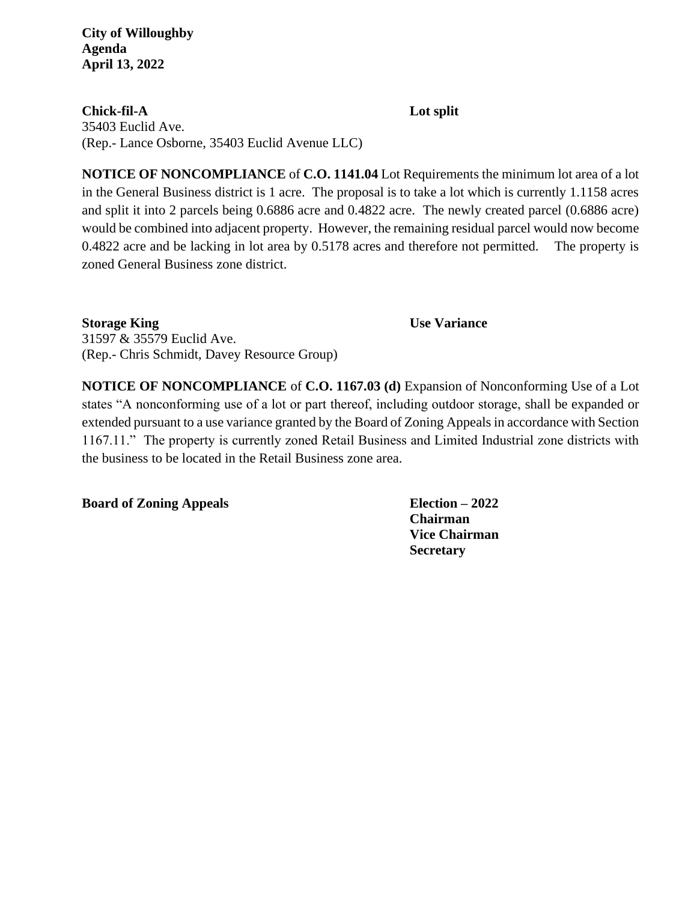**City of Willoughby**
**Agenda**
**April 13, 2022**

**Chick-fil-A** **Lot split**
35403 Euclid Ave.
(Rep.- Lance Osborne, 35403 Euclid Avenue LLC)

**NOTICE OF NONCOMPLIANCE** of **C.O. 1141.04** Lot Requirements the minimum lot area of a lot in the General Business district is 1 acre. The proposal is to take a lot which is currently 1.1158 acres and split it into 2 parcels being 0.6886 acre and 0.4822 acre. The newly created parcel (0.6886 acre) would be combined into adjacent property. However, the remaining residual parcel would now become 0.4822 acre and be lacking in lot area by 0.5178 acres and therefore not permitted. The property is zoned General Business zone district.

**Storage King** **Use Variance**
31597 & 35579 Euclid Ave.
(Rep.- Chris Schmidt, Davey Resource Group)

**NOTICE OF NONCOMPLIANCE** of **C.O. 1167.03 (d)** Expansion of Nonconforming Use of a Lot states "A nonconforming use of a lot or part thereof, including outdoor storage, shall be expanded or extended pursuant to a use variance granted by the Board of Zoning Appeals in accordance with Section 1167.11." The property is currently zoned Retail Business and Limited Industrial zone districts with the business to be located in the Retail Business zone area.

**Board of Zoning Appeals** **Election – 2022**
**Chairman**
**Vice Chairman**
**Secretary**